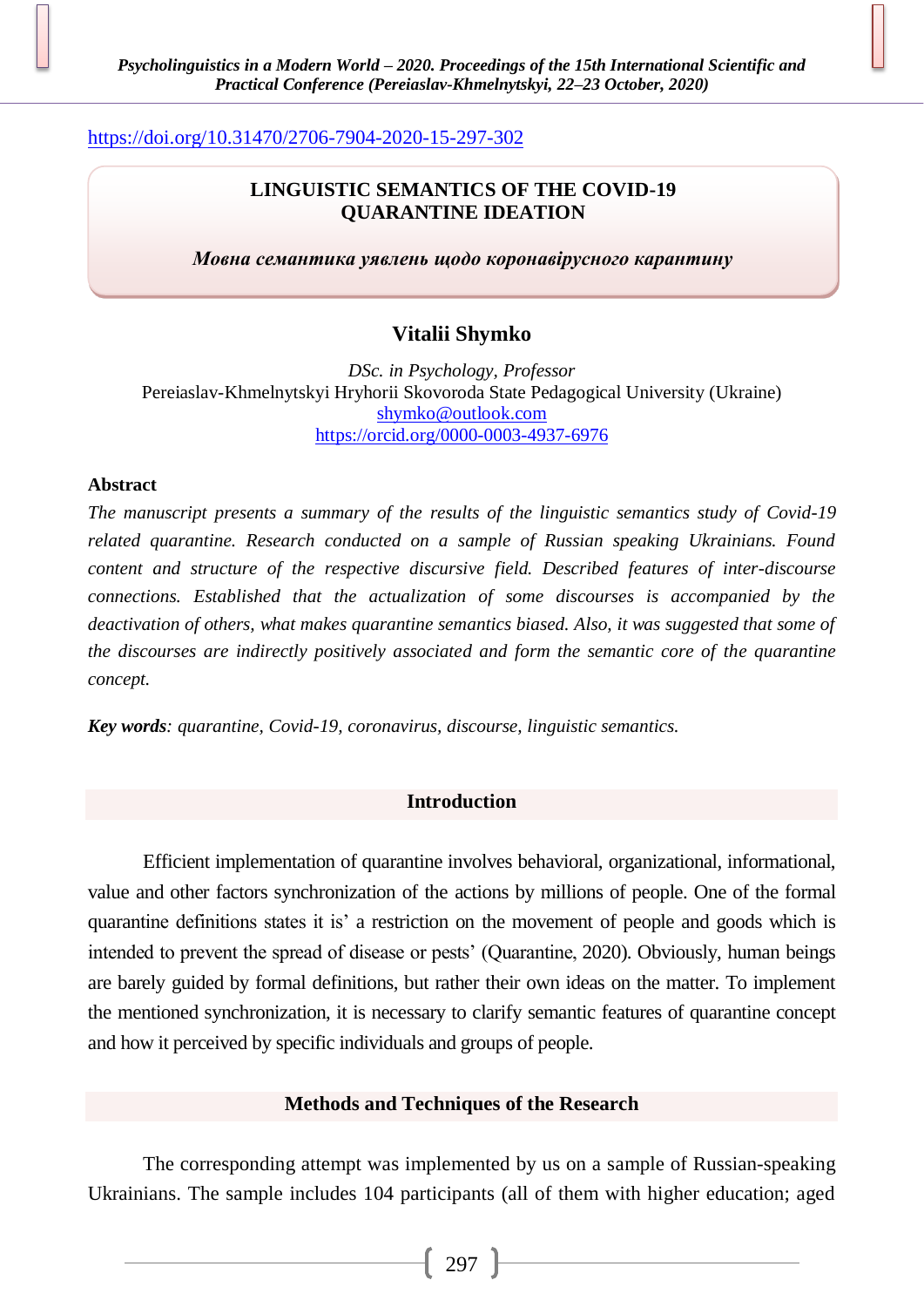https://doi.org/10.31470/2706-7904-2020-15-297-302

# LINGUISTIC SEMANTICS OF THE COVID-19 QUARANTINE IDEATION

***Мовна семантика уявлень щодо коронавірусного карантину***

## Vitalii Shymko

*DSc. in Psychology, Professor*
Pereiaslav-Khmelnytskyi Hryhorii Skovoroda State Pedagogical University (Ukraine)
shymko@outlook.com
https://orcid.org/0000-0003-4937-6976

**Abstract**

*The manuscript presents a summary of the results of the linguistic semantics study of Covid-19 related quarantine. Research conducted on a sample of Russian speaking Ukrainians. Found content and structure of the respective discursive field. Described features of inter-discourse connections. Established that the actualization of some discourses is accompanied by the deactivation of others, what makes quarantine semantics biased. Also, it was suggested that some of the discourses are indirectly positively associated and form the semantic core of the quarantine concept.*

***Key words****: quarantine, Covid-19, coronavirus, discourse, linguistic semantics.*

## Introduction

Efficient implementation of quarantine involves behavioral, organizational, informational, value and other factors synchronization of the actions by millions of people. One of the formal quarantine definitions states it is' a restriction on the movement of people and goods which is intended to prevent the spread of disease or pests' (Quarantine, 2020). Obviously, human beings are barely guided by formal definitions, but rather their own ideas on the matter. To implement the mentioned synchronization, it is necessary to clarify semantic features of quarantine concept and how it perceived by specific individuals and groups of people.

## Methods and Techniques of the Research

The corresponding attempt was implemented by us on a sample of Russian-speaking Ukrainians. The sample includes 104 participants (all of them with higher education; aged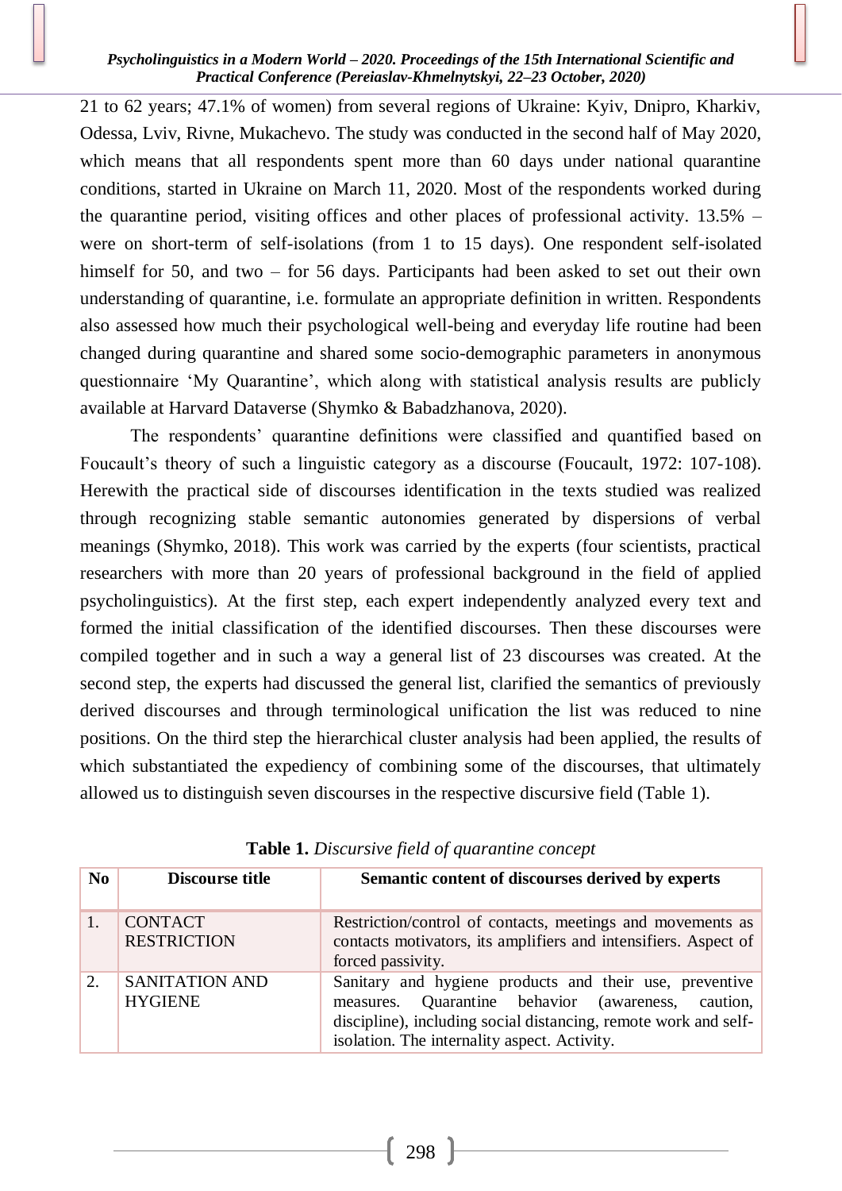21 to 62 years; 47.1% of women) from several regions of Ukraine: Kyiv, Dnipro, Kharkiv, Odessa, Lviv, Rivne, Mukachevo. The study was conducted in the second half of May 2020, which means that all respondents spent more than 60 days under national quarantine conditions, started in Ukraine on March 11, 2020. Most of the respondents worked during the quarantine period, visiting offices and other places of professional activity. 13.5% – were on short-term of self-isolations (from 1 to 15 days). One respondent self-isolated himself for 50, and two – for 56 days. Participants had been asked to set out their own understanding of quarantine, i.e. formulate an appropriate definition in written. Respondents also assessed how much their psychological well-being and everyday life routine had been changed during quarantine and shared some socio-demographic parameters in anonymous questionnaire 'My Quarantine', which along with statistical analysis results are publicly available at Harvard Dataverse (Shymko & Babadzhanova, 2020).

The respondents' quarantine definitions were classified and quantified based on Foucault's theory of such a linguistic category as a discourse (Foucault, 1972: 107-108). Herewith the practical side of discourses identification in the texts studied was realized through recognizing stable semantic autonomies generated by dispersions of verbal meanings (Shymko, 2018). This work was carried by the experts (four scientists, practical researchers with more than 20 years of professional background in the field of applied psycholinguistics). At the first step, each expert independently analyzed every text and formed the initial classification of the identified discourses. Then these discourses were compiled together and in such a way a general list of 23 discourses was created. At the second step, the experts had discussed the general list, clarified the semantics of previously derived discourses and through terminological unification the list was reduced to nine positions. On the third step the hierarchical cluster analysis had been applied, the results of which substantiated the expediency of combining some of the discourses, that ultimately allowed us to distinguish seven discourses in the respective discursive field (Table 1).

**Table 1.** *Discursive field of quarantine concept*

| No | Discourse title | Semantic content of discourses derived by experts |
|---|---|---|
| 1. | CONTACT RESTRICTION | Restriction/control of contacts, meetings and movements as contacts motivators, its amplifiers and intensifiers. Aspect of forced passivity. |
| 2. | SANITATION AND HYGIENE | Sanitary and hygiene products and their use, preventive measures. Quarantine behavior (awareness, caution, discipline), including social distancing, remote work and self-isolation. The internality aspect. Activity. |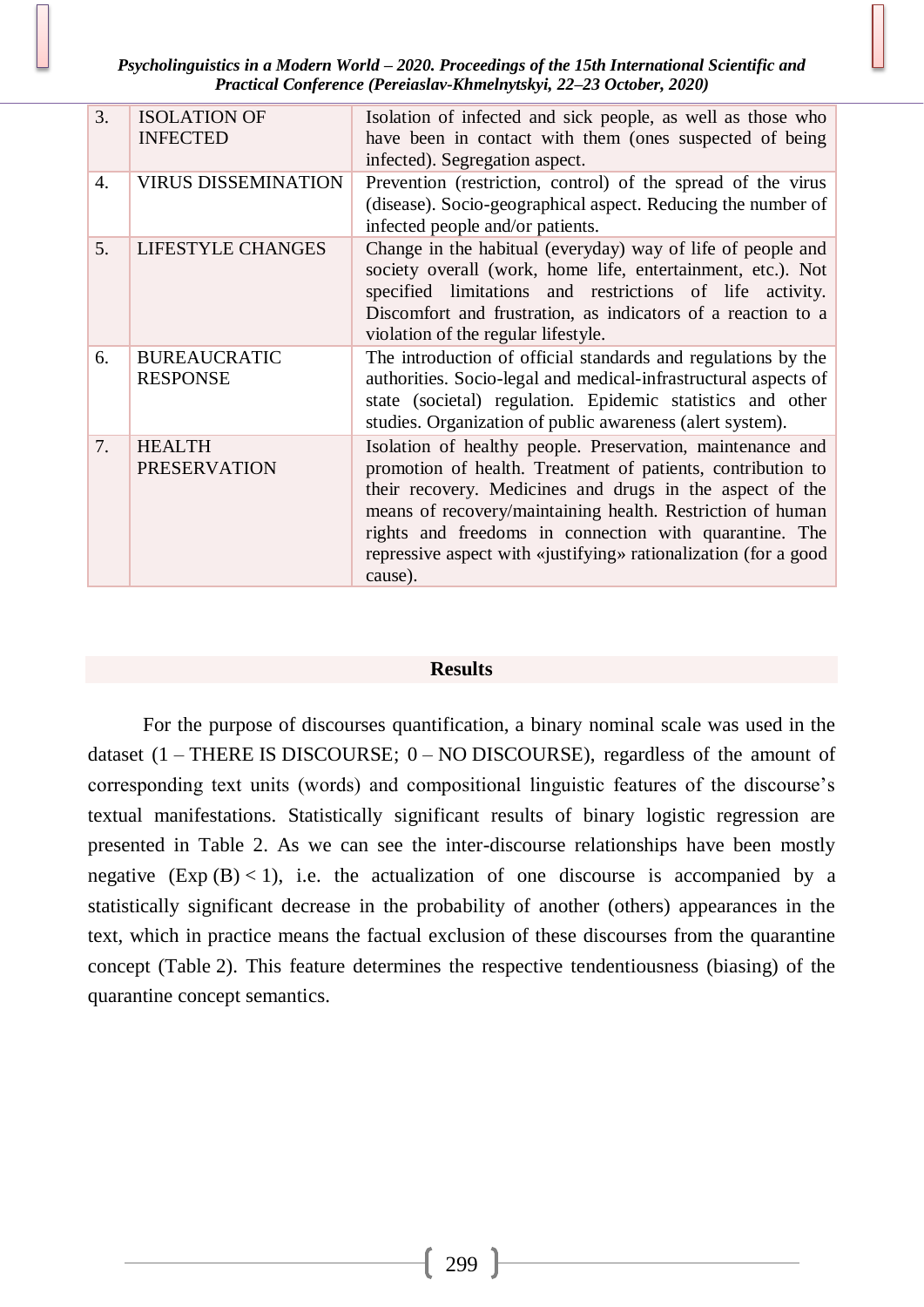| | | |
|---|---|---|
| 3. | ISOLATION OF INFECTED | Isolation of infected and sick people, as well as those who have been in contact with them (ones suspected of being infected). Segregation aspect. |
| 4. | VIRUS DISSEMINATION | Prevention (restriction, control) of the spread of the virus (disease). Socio-geographical aspect. Reducing the number of infected people and/or patients. |
| 5. | LIFESTYLE CHANGES | Change in the habitual (everyday) way of life of people and society overall (work, home life, entertainment, etc.). Not specified limitations and restrictions of life activity. Discomfort and frustration, as indicators of a reaction to a violation of the regular lifestyle. |
| 6. | BUREAUCRATIC RESPONSE | The introduction of official standards and regulations by the authorities. Socio-legal and medical-infrastructural aspects of state (societal) regulation. Epidemic statistics and other studies. Organization of public awareness (alert system). |
| 7. | HEALTH PRESERVATION | Isolation of healthy people. Preservation, maintenance and promotion of health. Treatment of patients, contribution to their recovery. Medicines and drugs in the aspect of the means of recovery/maintaining health. Restriction of human rights and freedoms in connection with quarantine. The repressive aspect with «justifying» rationalization (for a good cause). |

## Results

For the purpose of discourses quantification, a binary nominal scale was used in the dataset (1 – THERE IS DISCOURSE; 0 – NO DISCOURSE), regardless of the amount of corresponding text units (words) and compositional linguistic features of the discourse's textual manifestations. Statistically significant results of binary logistic regression are presented in Table 2. As we can see the inter-discourse relationships have been mostly negative ($Exp(B) < 1$), i.e. the actualization of one discourse is accompanied by a statistically significant decrease in the probability of another (others) appearances in the text, which in practice means the factual exclusion of these discourses from the quarantine concept (Table 2). This feature determines the respective tendentiousness (biasing) of the quarantine concept semantics.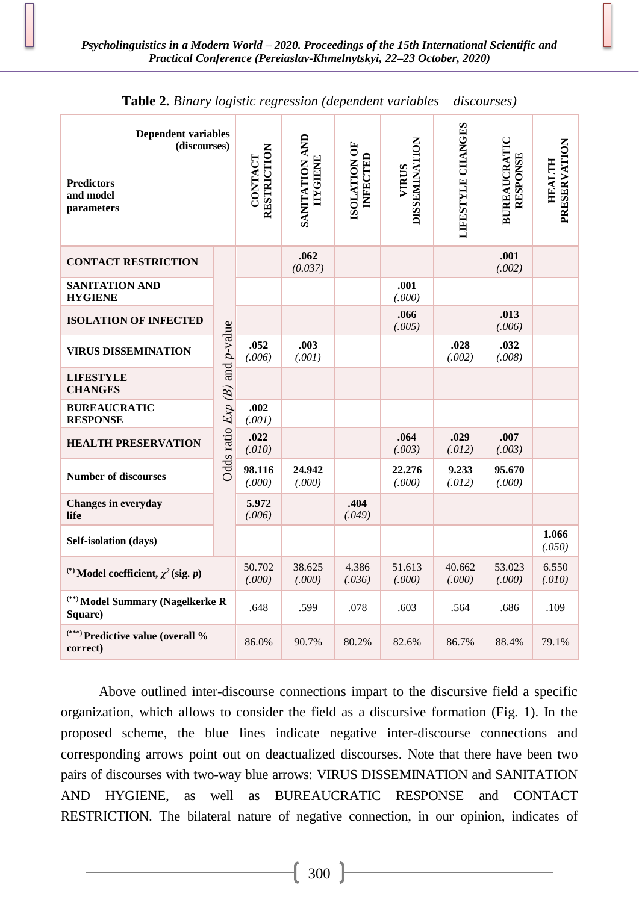**Table 2.** *Binary logistic regression (dependent variables – discourses)*

| Predictors and model parameters | | CONTACT RESTRICTION | SANITATION AND HYGIENE | ISOLATION OF INFECTED | VIRUS DISSEMINATION | LIFESTYLE CHANGES | BUREAUCRATIC RESPONSE | HEALTH PRESERVATION |
|---|---|---|---|---|---|---|---|---|
| **CONTACT RESTRICTION** | Odds ratio *Exp (B)* and *p*-value | | **.062** *(0.037)* | | | | **.001** *(.002)* | |
| **SANITATION AND HYGIENE** | | | | | **.001** *(.000)* | | | |
| **ISOLATION OF INFECTED** | | | | | **.066** *(.005)* | | **.013** *(.006)* | |
| **VIRUS DISSEMINATION** | | **.052** *(.006)* | **.003** *(.001)* | | | **.028** *(.002)* | **.032** *(.008)* | |
| **LIFESTYLE CHANGES** | | | | | | | | |
| **BUREAUCRATIC RESPONSE** | | **.002** *(.001)* | | | | | | |
| **HEALTH PRESERVATION** | | **.022** *(.010)* | | | **.064** *(.003)* | **.029** *(.012)* | **.007** *(.003)* | |
| **Number of discourses** | | **98.116** *(.000)* | **24.942** *(.000)* | | **22.276** *(.000)* | **9.233** *(.012)* | **95.670** *(.000)* | |
| **Changes in everyday life** | | **5.972** *(.006)* | | **.404** *(.049)* | | | | |
| **Self-isolation (days)** | | | | | | | | **1.066** *(.050)* |
| [(*)] **Model coefficient, $\chi^2$ (sig. *p*)** | | 50.702 *(.000)* | 38.625 *(.000)* | 4.386 *(.036)* | 51.613 *(.000)* | 40.662 *(.000)* | 53.023 *(.000)* | 6.550 *(.010)* |
| [(**)] **Model Summary (Nagelkerke R Square)** | | .648 | .599 | .078 | .603 | .564 | .686 | .109 |
| [(***)] **Predictive value (overall % correct)** | | 86.0% | 90.7% | 80.2% | 82.6% | 86.7% | 88.4% | 79.1% |

Above outlined inter-discourse connections impart to the discursive field a specific organization, which allows to consider the field as a discursive formation (Fig. 1). In the proposed scheme, the blue lines indicate negative inter-discourse connections and corresponding arrows point out on deactualized discourses. Note that there have been two pairs of discourses with two-way blue arrows: VIRUS DISSEMINATION and SANITATION AND HYGIENE, as well as BUREAUCRATIC RESPONSE and CONTACT RESTRICTION. The bilateral nature of negative connection, in our opinion, indicates of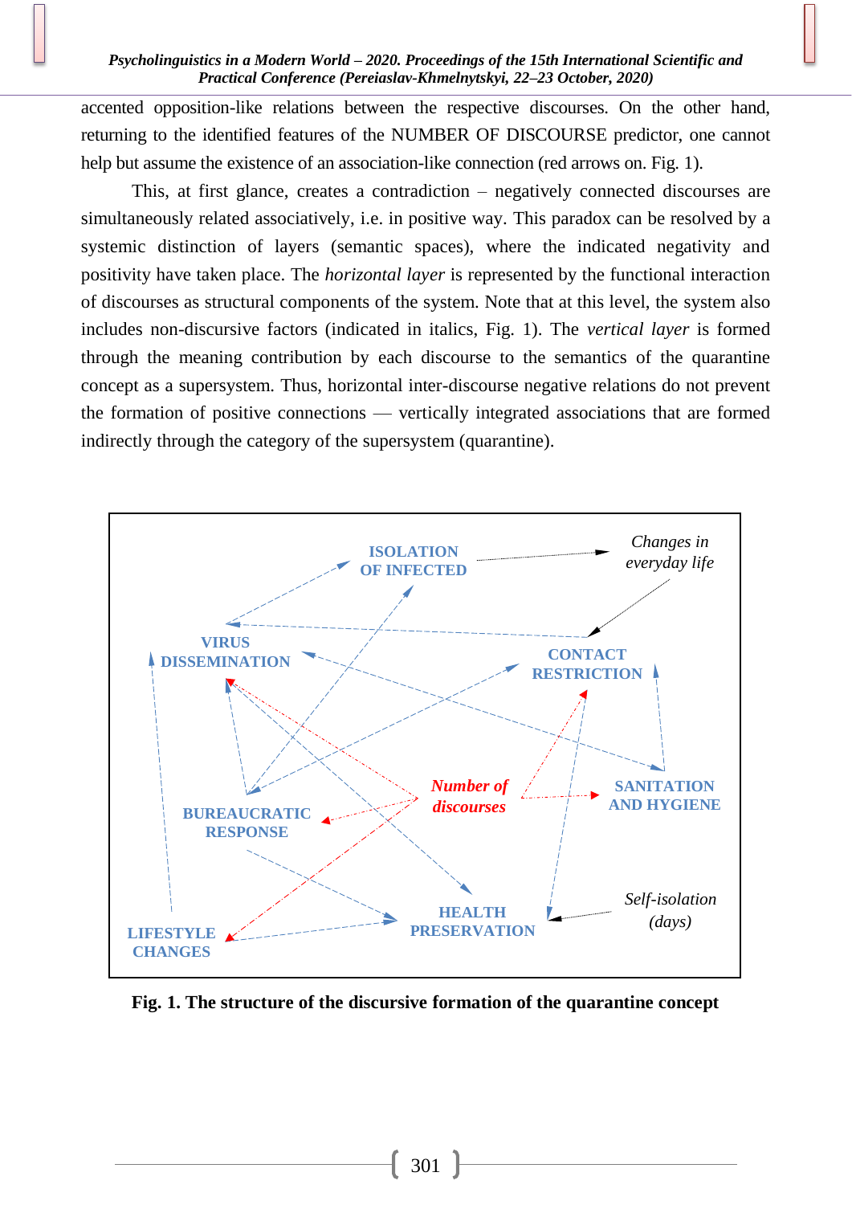accented opposition-like relations between the respective discourses. On the other hand, returning to the identified features of the NUMBER OF DISCOURSE predictor, one cannot help but assume the existence of an association-like connection (red arrows on. Fig. 1).

This, at first glance, creates a contradiction – negatively connected discourses are simultaneously related associatively, i.e. in positive way. This paradox can be resolved by a systemic distinction of layers (semantic spaces), where the indicated negativity and positivity have taken place. The *horizontal layer* is represented by the functional interaction of discourses as structural components of the system. Note that at this level, the system also includes non-discursive factors (indicated in italics, Fig. 1). The *vertical layer* is formed through the meaning contribution by each discourse to the semantics of the quarantine concept as a supersystem. Thus, horizontal inter-discourse negative relations do not prevent the formation of positive connections — vertically integrated associations that are formed indirectly through the category of the supersystem (quarantine).

ISOLATION OF INFECTED

*Changes in everyday life*

VIRUS DISSEMINATION

CONTACT RESTRICTION

*Number of discourses*

SANITATION AND HYGIENE

BUREAUCRATIC RESPONSE

*Self-isolation (days)*

HEALTH PRESERVATION

LIFESTYLE CHANGES

**Fig. 1. The structure of the discursive formation of the quarantine concept**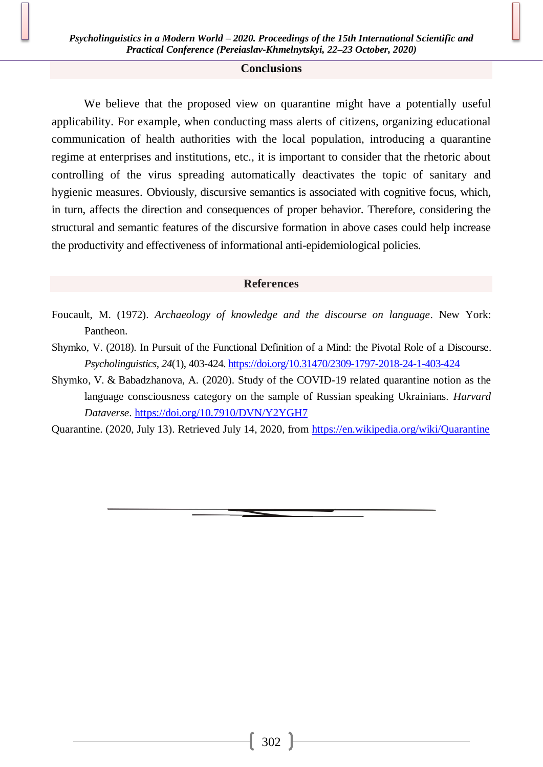## Conclusions

We believe that the proposed view on quarantine might have a potentially useful applicability. For example, when conducting mass alerts of citizens, organizing educational communication of health authorities with the local population, introducing a quarantine regime at enterprises and institutions, etc., it is important to consider that the rhetoric about controlling of the virus spreading automatically deactivates the topic of sanitary and hygienic measures. Obviously, discursive semantics is associated with cognitive focus, which, in turn, affects the direction and consequences of proper behavior. Therefore, considering the structural and semantic features of the discursive formation in above cases could help increase the productivity and effectiveness of informational anti-epidemiological policies.

## References

Foucault, M. (1972). *Archaeology of knowledge and the discourse on language*. New York: Pantheon.

Shymko, V. (2018). In Pursuit of the Functional Definition of a Mind: the Pivotal Role of a Discourse. *Psycholinguistics, 24*(1), 403-424. https://doi.org/10.31470/2309-1797-2018-24-1-403-424

Shymko, V. & Babadzhanova, A. (2020). Study of the COVID-19 related quarantine notion as the language consciousness category on the sample of Russian speaking Ukrainians. *Harvard Dataverse*. https://doi.org/10.7910/DVN/Y2YGH7

Quarantine. (2020, July 13). Retrieved July 14, 2020, from https://en.wikipedia.org/wiki/Quarantine